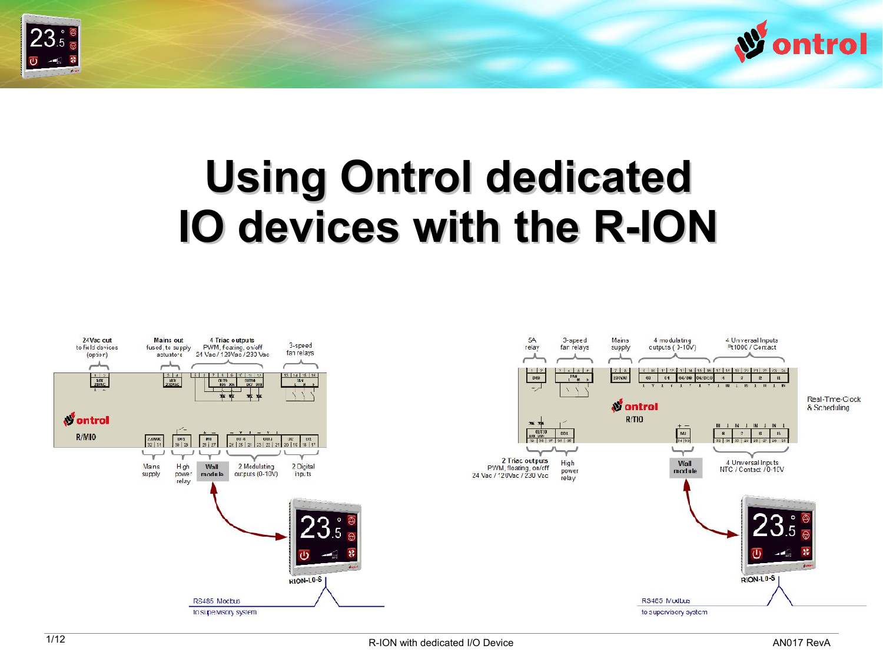# Using Ontrol dedicated IO devices with the R-ION

24Vac out to field devices (option)

Mains out fused, to supply actuators

4 Triac outputs PWM, floating, on/off 24 Vac / 120Vac / 230 Vac

3-speed fan relays

R/MIO

Mains supply

High power relay

Wall module

2 Modulating outputs (0-10V)

2 Digital inputs

RION-L0-S

RS485 Modbus to supervisory system

5A relay

3-speed fan relays

Mains supply

4 modulating outputs (0-10V)

4 Universal Inputs Pt1000 / Contact

Real-Time-Clock & Scheduling

R/TIO

2 Triac outputs PWM, floating, on/off 24 Vac / 120Vac / 230 Vac

High power relay

Wall module

4 Universal Inputs NTC / Contact / 0-10V

RION-L0-S

RS485 Modbus to supervisory system

R-ION with dedicated I/O Device

AN017 RevA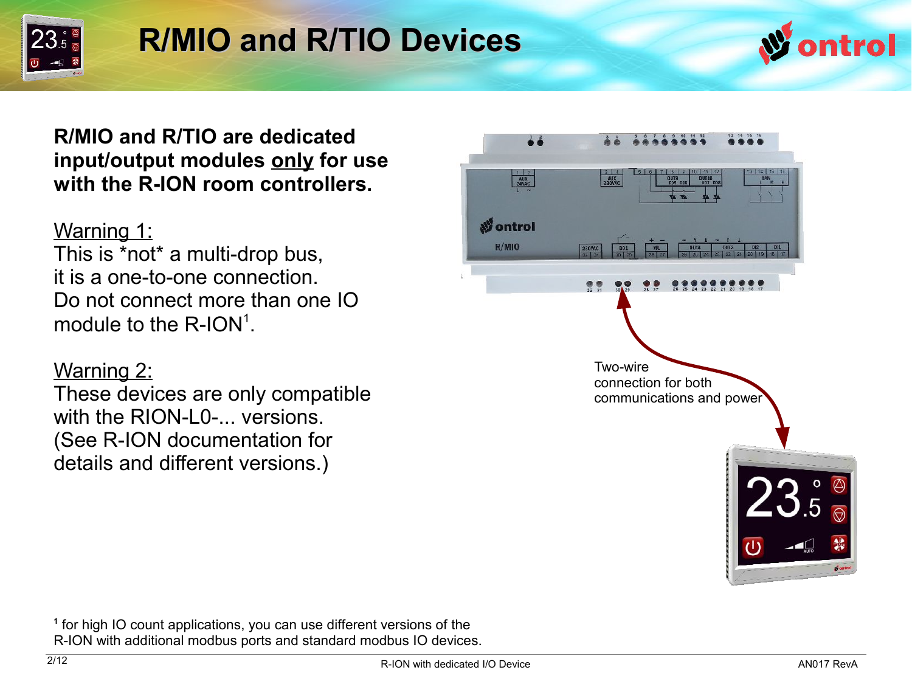# R/MIO and R/TIO Devices

**R/MIO and R/TIO are dedicated input/output modules only for use with the R-ION room controllers.**

Warning 1:
This is *not* a multi-drop bus, it is a one-to-one connection. Do not connect more than one IO module to the R-ION[1].

Warning 2:
These devices are only compatible with the RION-L0-... versions. (See R-ION documentation for details and different versions.)

Two-wire connection for both communications and power

[1] for high IO count applications, you can use different versions of the R-ION with additional modbus ports and standard modbus IO devices.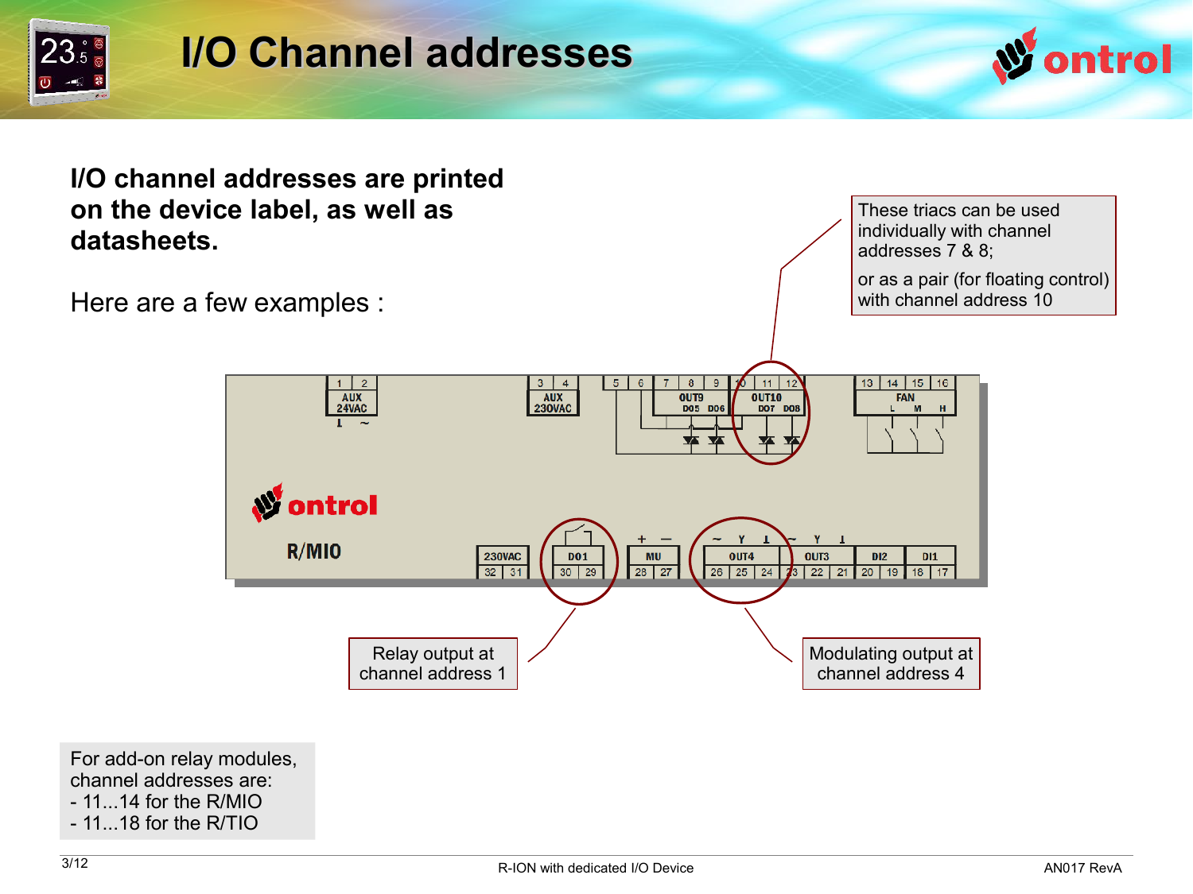# I/O Channel addresses

**I/O channel addresses are printed on the device label, as well as datasheets.**

Here are a few examples :

These triacs can be used individually with channel addresses 7 & 8;

or as a pair (for floating control) with channel address 10

Relay output at channel address 1

Modulating output at channel address 4

For add-on relay modules, channel addresses are:
- 11...14 for the R/MIO
- 11...18 for the R/TIO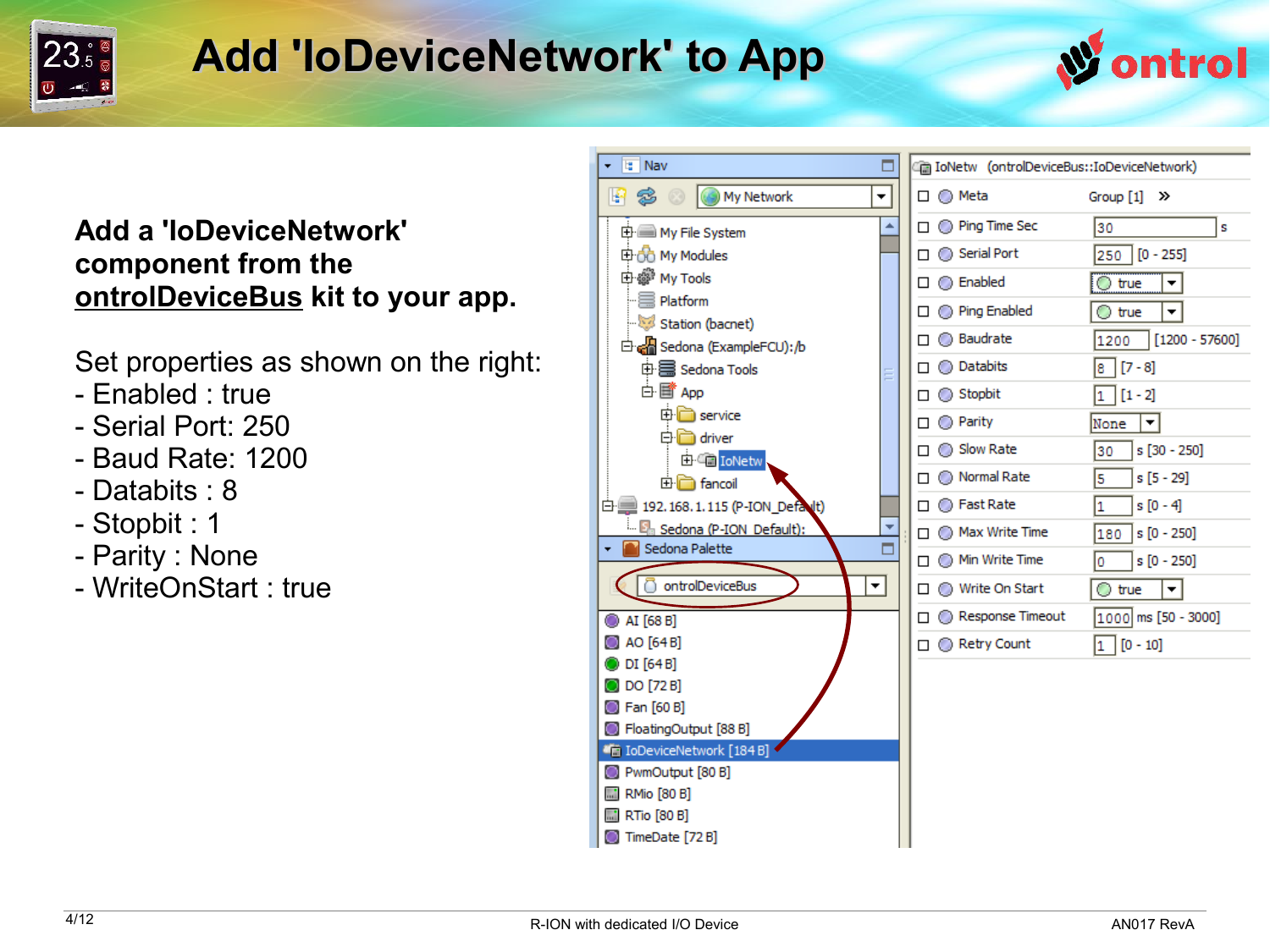# Add 'IoDeviceNetwork' to App

**Add a 'IoDeviceNetwork' component from the ontrolDeviceBus kit to your app.**

Set properties as shown on the right:
- Enabled : true
- Serial Port: 250
- Baud Rate: 1200
- Databits : 8
- Stopbit : 1
- Parity : None
- WriteOnStart : true

IoNetw (ontrolDeviceBus::IoDeviceNetwork)

| Property | Value | Range |
|---|---|---|
| Meta | Group [1] | |
| Ping Time Sec | 30 | s |
| Serial Port | 250 | [0 - 255] |
| Enabled | true | |
| Ping Enabled | true | |
| Baudrate | 1200 | [1200 - 57600] |
| Databits | 8 | [7 - 8] |
| Stopbit | 1 | [1 - 2] |
| Parity | None | |
| Slow Rate | 30 | s [30 - 250] |
| Normal Rate | 5 | s [5 - 29] |
| Fast Rate | 1 | s [0 - 4] |
| Max Write Time | 180 | s [0 - 250] |
| Min Write Time | 0 | s [0 - 250] |
| Write On Start | true | |
| Response Timeout | 1000 | ms [50 - 3000] |
| Retry Count | 1 | [0 - 10] |

R-ION with dedicated I/O Device

AN017 RevA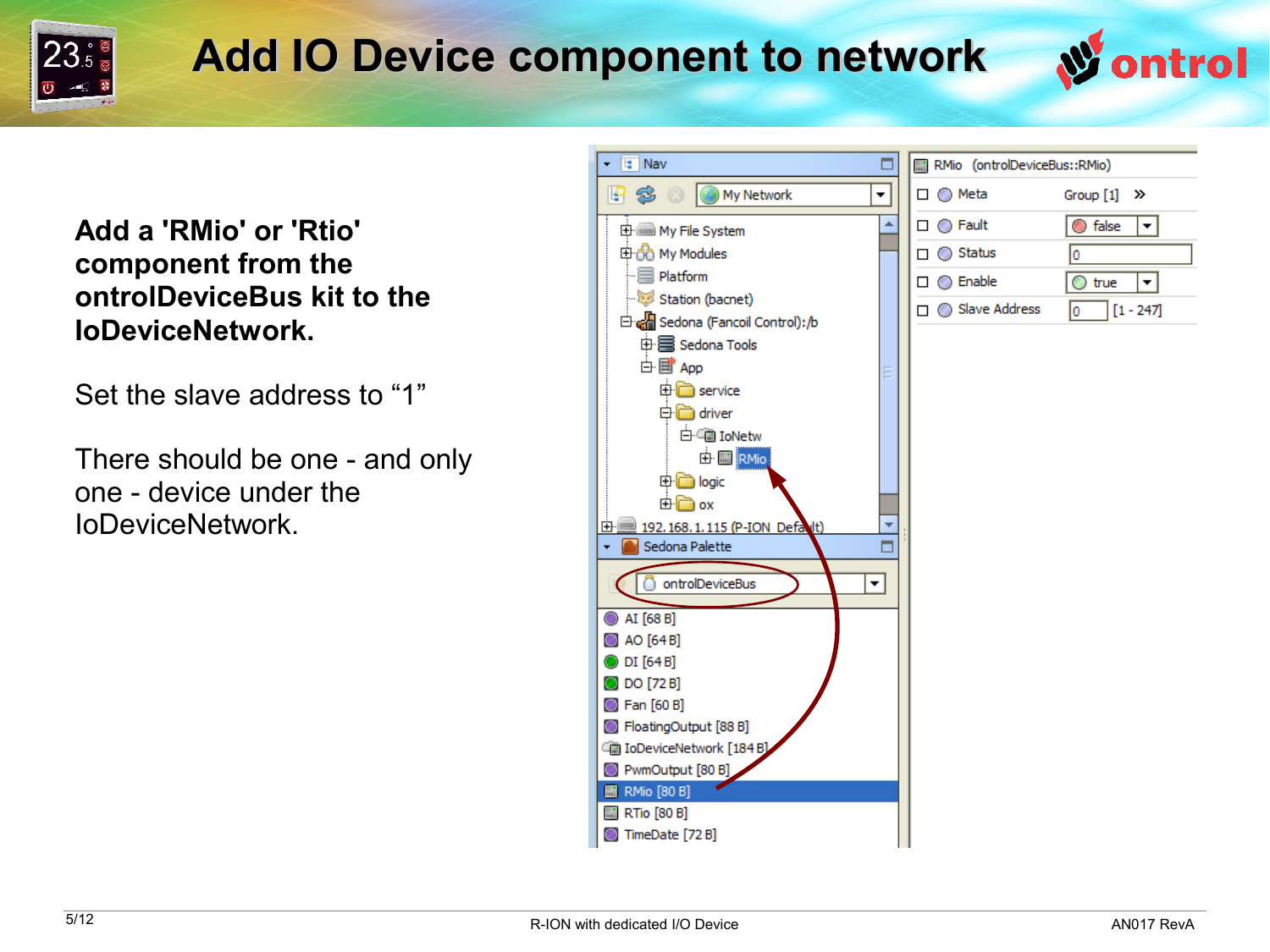# Add IO Device component to network

**Add a 'RMio' or 'Rtio' component from the ontrolDeviceBus kit to the IoDeviceNetwork.**

Set the slave address to “1”

There should be one - and only one - device under the IoDeviceNetwork.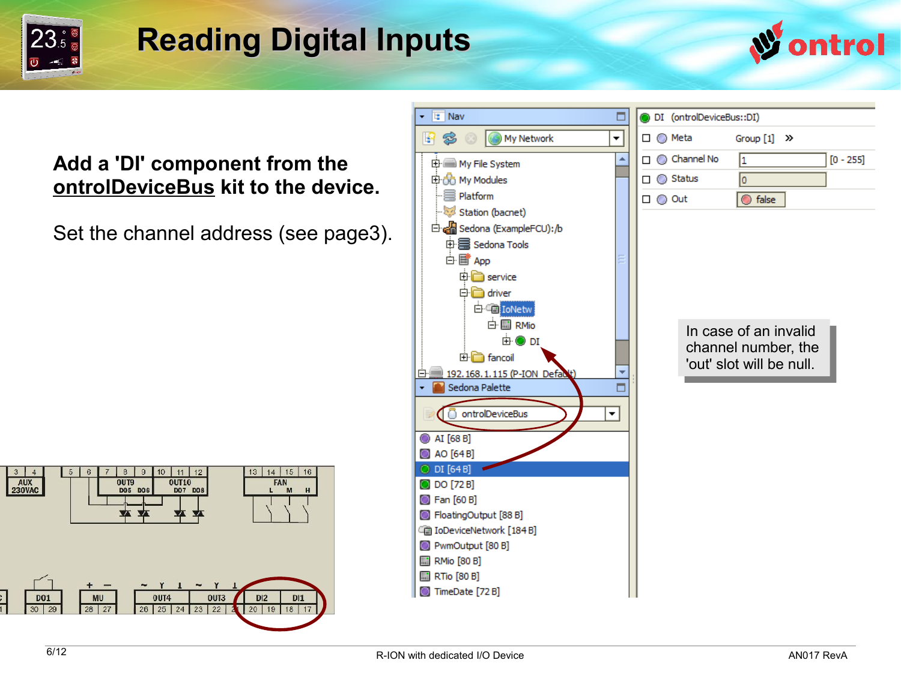# Reading Digital Inputs

**Add a 'DI' component from the <u>ontrolDeviceBus</u> kit to the device.**

Set the channel address (see page3).

In case of an invalid channel number, the 'out' slot will be null.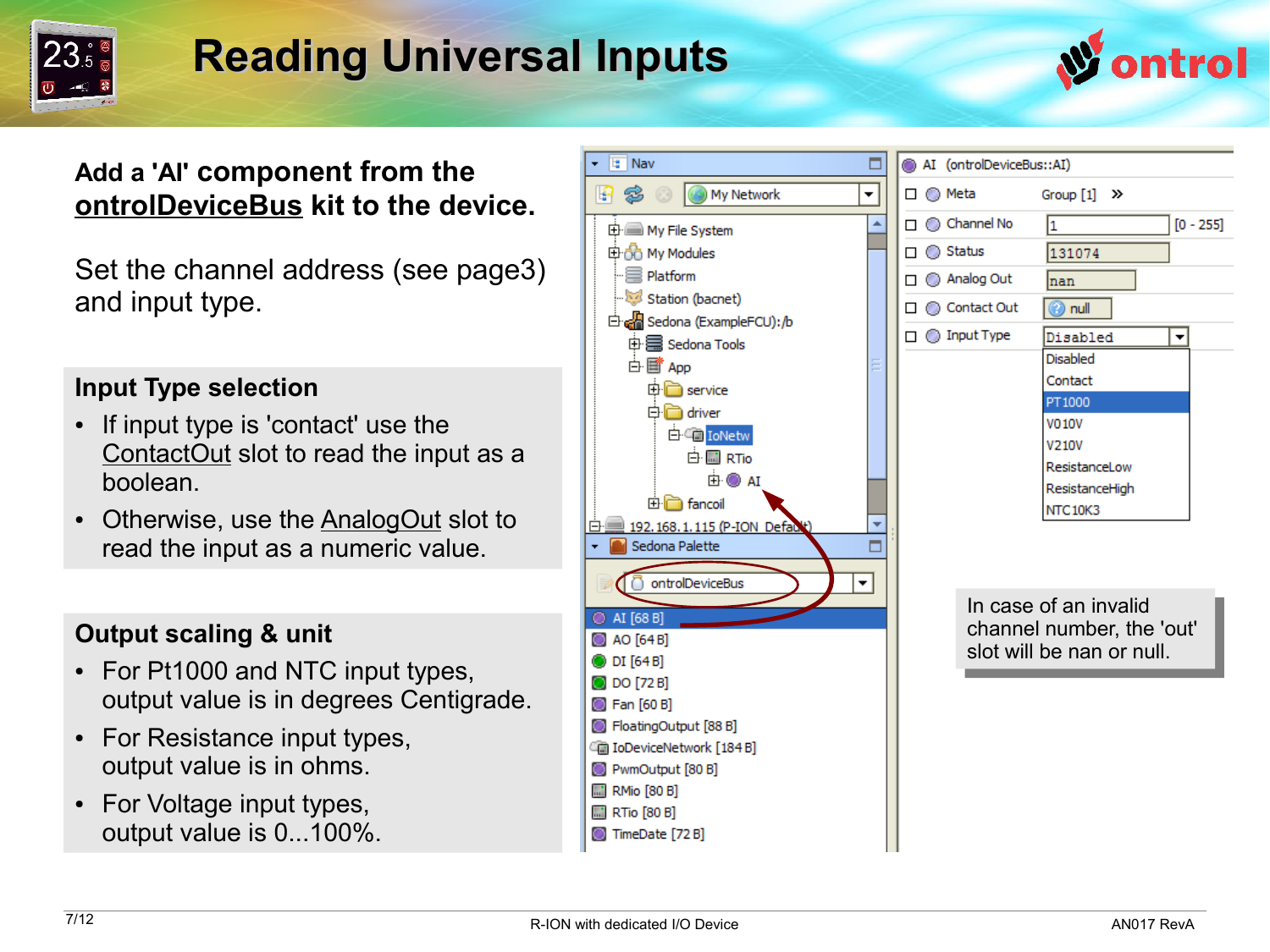# Reading Universal Inputs

**Add a 'AI' component from the ontrolDeviceBus kit to the device.**

Set the channel address (see page3) and input type.

### Input Type selection

- If input type is 'contact' use the ContactOut slot to read the input as a boolean.
- Otherwise, use the AnalogOut slot to read the input as a numeric value.

### Output scaling & unit

- For Pt1000 and NTC input types, output value is in degrees Centigrade.
- For Resistance input types, output value is in ohms.
- For Voltage input types, output value is 0...100%.

In case of an invalid channel number, the 'out' slot will be nan or null.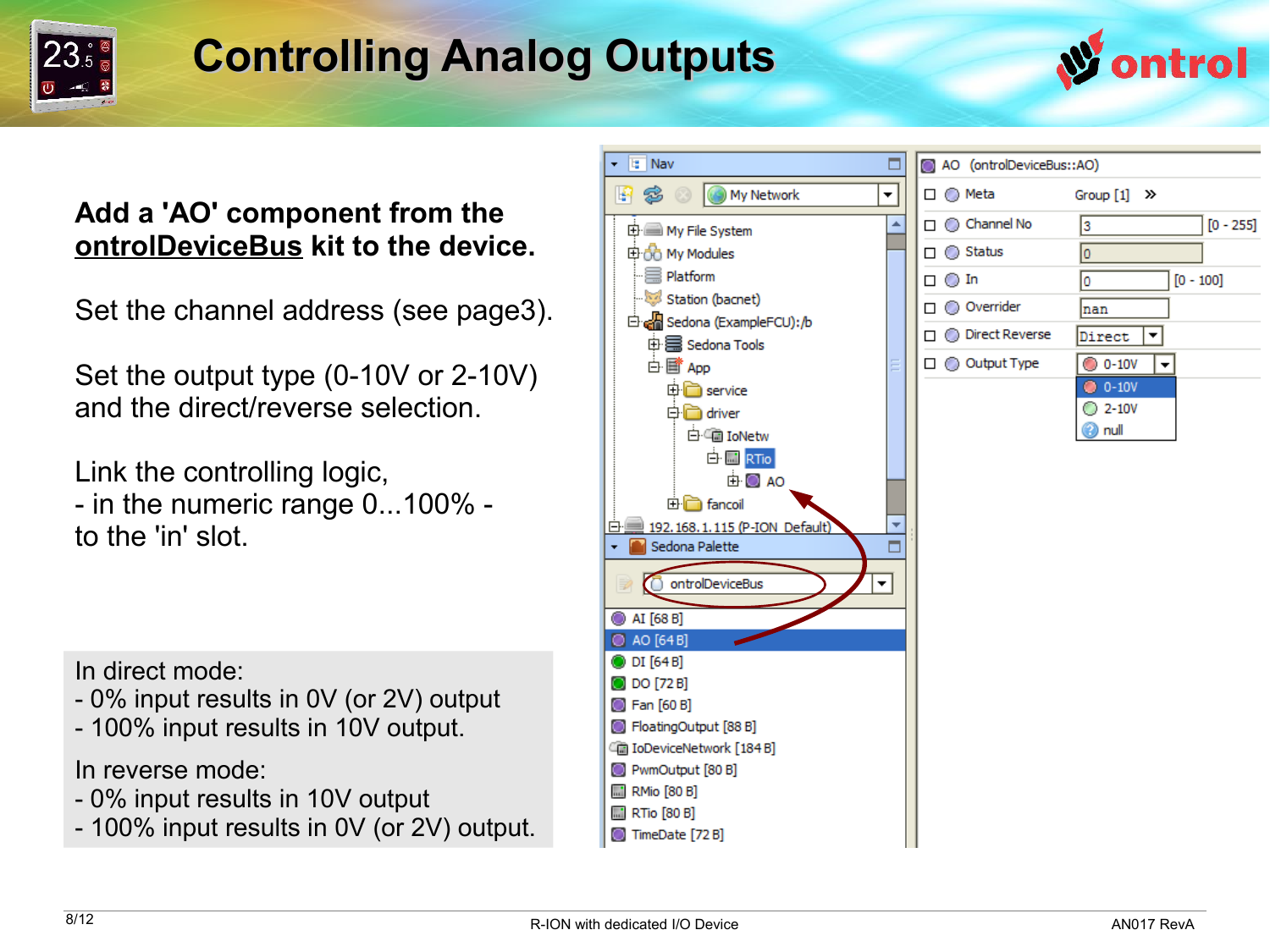# Controlling Analog Outputs

**Add a 'AO' component from the <u>ontrolDeviceBus</u> kit to the device.**

Set the channel address (see page3).

Set the output type (0-10V or 2-10V) and the direct/reverse selection.

Link the controlling logic,
- in the numeric range 0...100% -
to the 'in' slot.

In direct mode:
- 0% input results in 0V (or 2V) output
- 100% input results in 10V output.

In reverse mode:
- 0% input results in 10V output
- 100% input results in 0V (or 2V) output.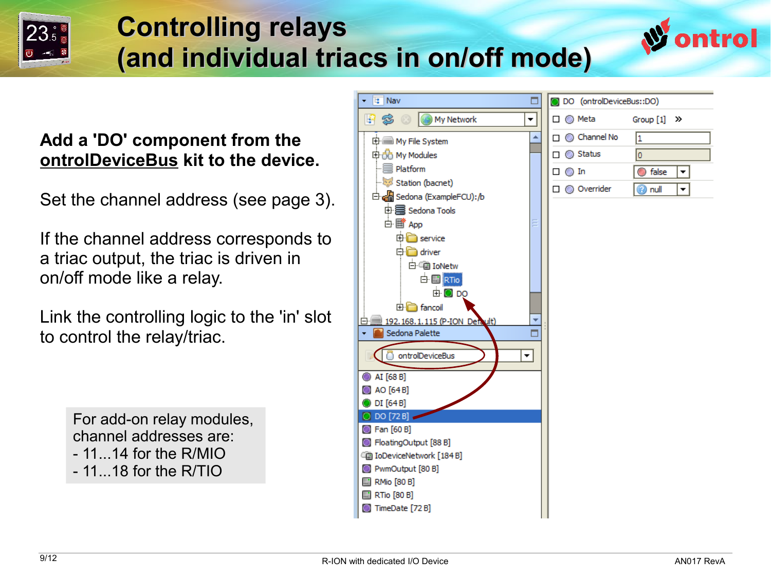# Controlling relays (and individual triacs in on/off mode)

**Add a 'DO' component from the ontrolDeviceBus kit to the device.**

Set the channel address (see page 3).

If the channel address corresponds to a triac output, the triac is driven in on/off mode like a relay.

Link the controlling logic to the 'in' slot to control the relay/triac.

For add-on relay modules, channel addresses are:
- 11...14 for the R/MIO
- 11...18 for the R/TIO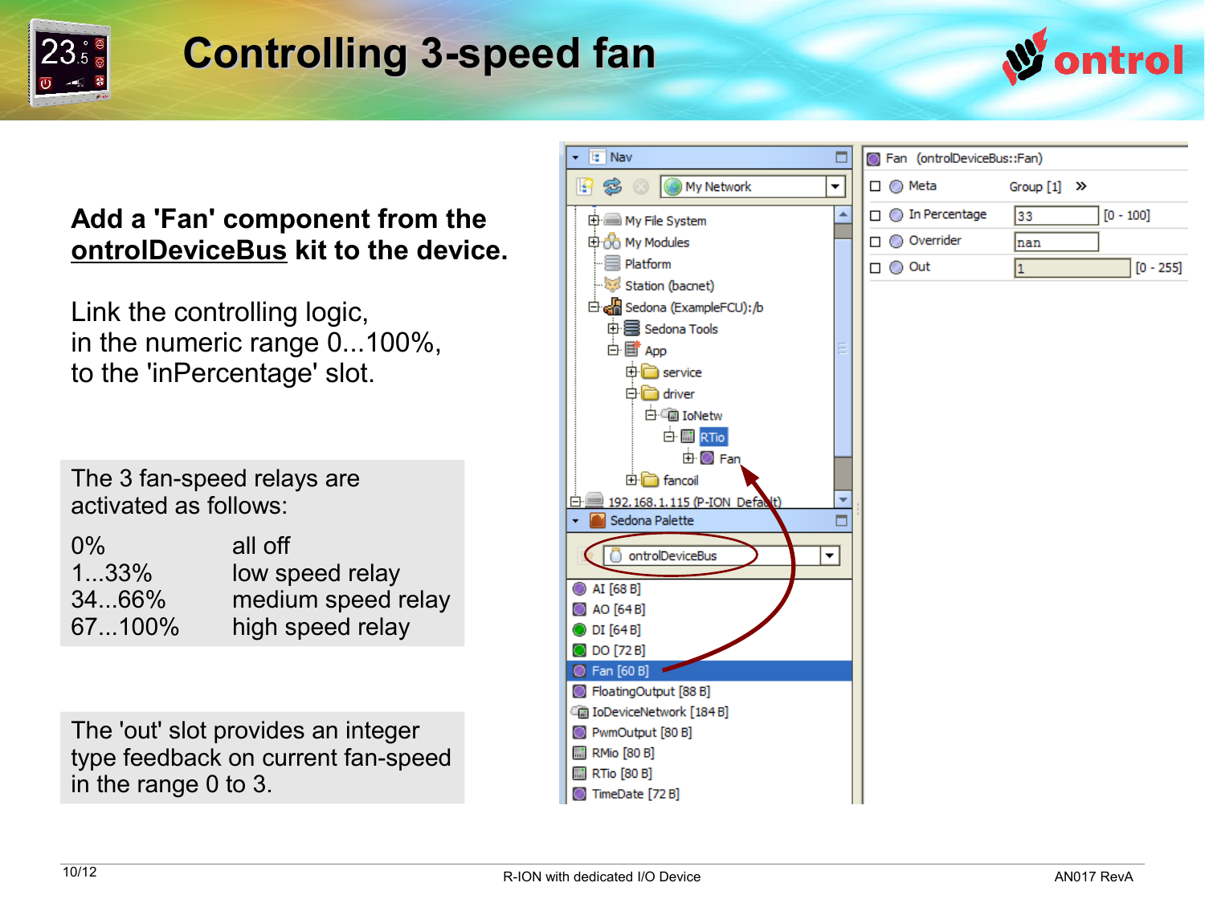# Controlling 3-speed fan

**Add a 'Fan' component from the ontrolDeviceBus kit to the device.**

Link the controlling logic, in the numeric range 0...100%, to the 'inPercentage' slot.

The 3 fan-speed relays are activated as follows:

| | |
|---|---|
| 0% | all off |
| 1...33% | low speed relay |
| 34...66% | medium speed relay |
| 67...100% | high speed relay |

The 'out' slot provides an integer type feedback on current fan-speed in the range 0 to 3.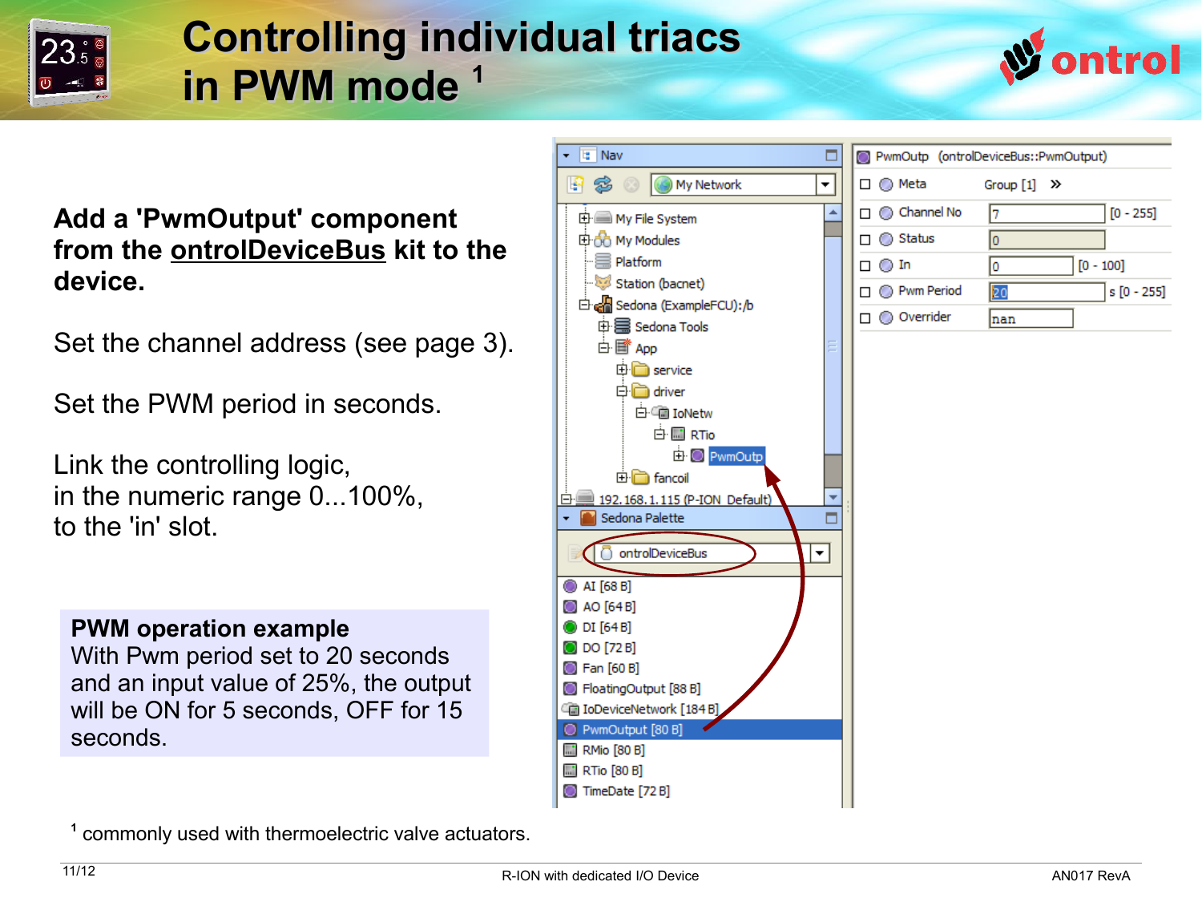# Controlling individual triacs in PWM mode [1]

**Add a 'PwmOutput' component from the ontrolDeviceBus kit to the device.**

Set the channel address (see page 3).

Set the PWM period in seconds.

Link the controlling logic, in the numeric range 0...100%, to the 'in' slot.

**PWM operation example**
With Pwm period set to 20 seconds and an input value of 25%, the output will be ON for 5 seconds, OFF for 15 seconds.

[1] commonly used with thermoelectric valve actuators.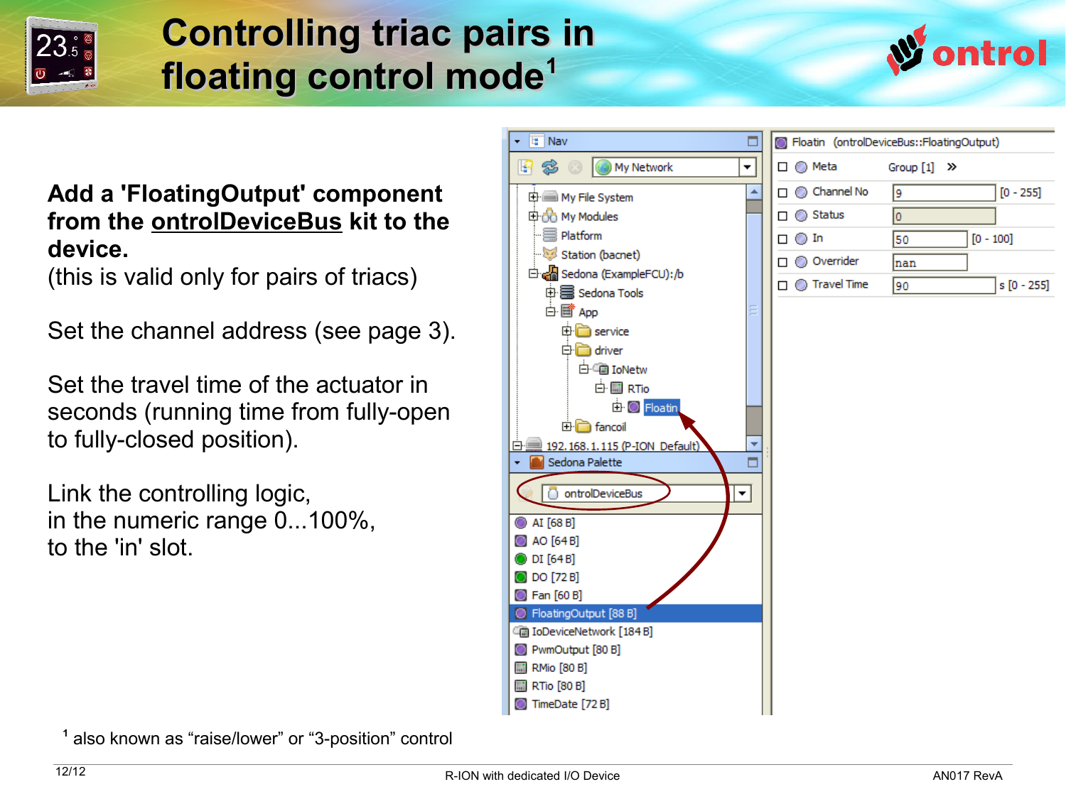# Controlling triac pairs in floating control mode[1]

**Add a 'FloatingOutput' component from the ontrolDeviceBus kit to the device.**
(this is valid only for pairs of triacs)

Set the channel address (see page 3).

Set the travel time of the actuator in seconds (running time from fully-open to fully-closed position).

Link the controlling logic, in the numeric range 0...100%, to the 'in' slot.

[1] also known as “raise/lower” or “3-position” control